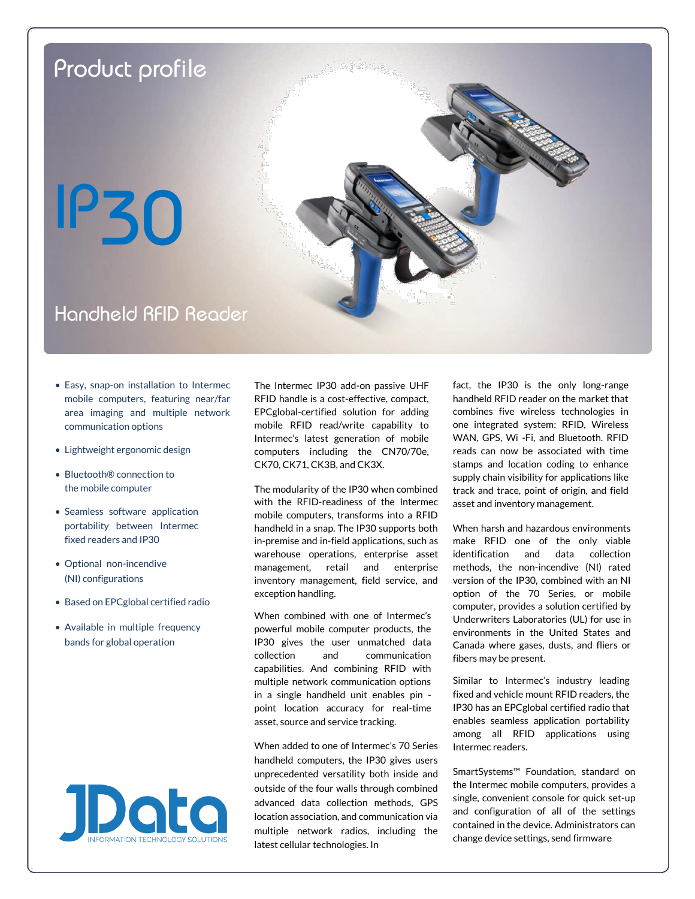# Product profile

# IP30

## Handheld RFID Reader

- Easy, snap-on installation to Intermec mobile computers, featuring near/far area imaging and multiple network communication options
- Lightweight ergonomic design
- Bluetooth® connection to the mobile computer
- Seamless software application portability between Intermec fixed readers and IP30
- Optional non-incendive (NI) configurations
- Based on EPCglobal certified radio
- Available in multiple frequency bands for global operation

JData
INFORMATION TECHNOLOGY SOLUTIONS

The Intermec IP30 add-on passive UHF RFID handle is a cost-effective, compact, EPCglobal-certified solution for adding mobile RFID read/write capability to Intermec's latest generation of mobile computers including the CN70/70e, CK70, CK71, CK3B, and CK3X.

The modularity of the IP30 when combined with the RFID-readiness of the Intermec mobile computers, transforms into a RFID handheld in a snap. The IP30 supports both in-premise and in-field applications, such as warehouse operations, enterprise asset management, retail and enterprise inventory management, field service, and exception handling.

When combined with one of Intermec's powerful mobile computer products, the IP30 gives the user unmatched data collection and communication capabilities. And combining RFID with multiple network communication options in a single handheld unit enables pin - point location accuracy for real-time asset, source and service tracking.

When added to one of Intermec's 70 Series handheld computers, the IP30 gives users unprecedented versatility both inside and outside of the four walls through combined advanced data collection methods, GPS location association, and communication via multiple network radios, including the latest cellular technologies. In fact, the IP30 is the only long-range handheld RFID reader on the market that combines five wireless technologies in one integrated system: RFID, Wireless WAN, GPS, Wi -Fi, and Bluetooth. RFID reads can now be associated with time stamps and location coding to enhance supply chain visibility for applications like track and trace, point of origin, and field asset and inventory management.

When harsh and hazardous environments make RFID one of the only viable identification and data collection methods, the non-incendive (NI) rated version of the IP30, combined with an NI option of the 70 Series, or mobile computer, provides a solution certified by Underwriters Laboratories (UL) for use in environments in the United States and Canada where gases, dusts, and fliers or fibers may be present.

Similar to Intermec's industry leading fixed and vehicle mount RFID readers, the IP30 has an EPCglobal certified radio that enables seamless application portability among all RFID applications using Intermec readers.

SmartSystems™ Foundation, standard on the Intermec mobile computers, provides a single, convenient console for quick set-up and configuration of all of the settings contained in the device. Administrators can change device settings, send firmware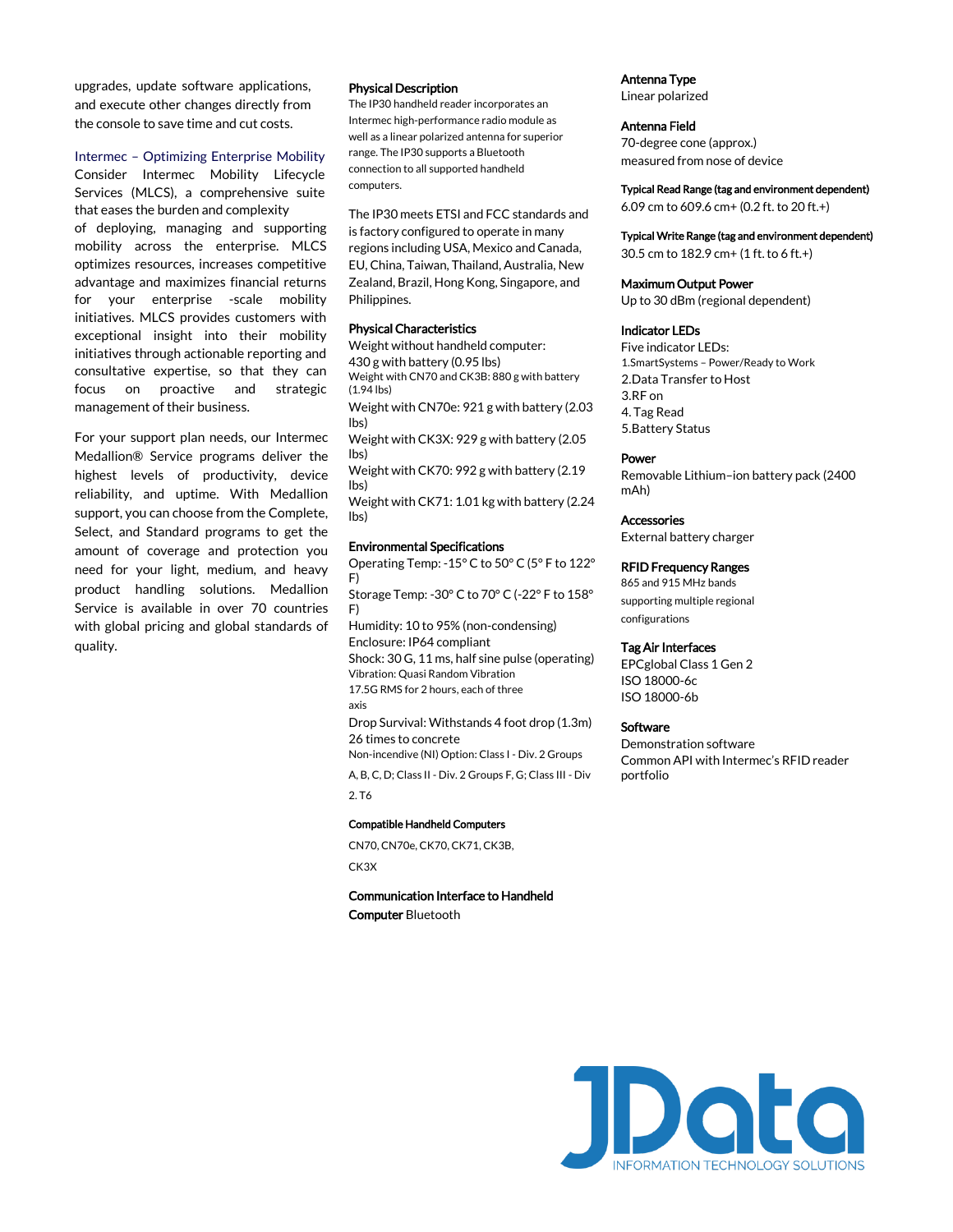upgrades, update software applications, and execute other changes directly from the console to save time and cut costs.

Intermec – Optimizing Enterprise Mobility

Consider Intermec Mobility Lifecycle Services (MLCS), a comprehensive suite that eases the burden and complexity of deploying, managing and supporting mobility across the enterprise. MLCS optimizes resources, increases competitive advantage and maximizes financial returns for your enterprise -scale mobility initiatives. MLCS provides customers with exceptional insight into their mobility initiatives through actionable reporting and consultative expertise, so that they can focus on proactive and strategic management of their business.

For your support plan needs, our Intermec Medallion® Service programs deliver the highest levels of productivity, device reliability, and uptime. With Medallion support, you can choose from the Complete, Select, and Standard programs to get the amount of coverage and protection you need for your light, medium, and heavy product handling solutions. Medallion Service is available in over 70 countries with global pricing and global standards of quality.

**Physical Description**

The IP30 handheld reader incorporates an Intermec high-performance radio module as well as a linear polarized antenna for superior range. The IP30 supports a Bluetooth connection to all supported handheld computers.

The IP30 meets ETSI and FCC standards and is factory configured to operate in many regions including USA, Mexico and Canada, EU, China, Taiwan, Thailand, Australia, New Zealand, Brazil, Hong Kong, Singapore, and Philippines.

**Physical Characteristics**

Weight without handheld computer:
430 g with battery (0.95 lbs)
Weight with CN70 and CK3B: 880 g with battery (1.94 lbs)
Weight with CN70e: 921 g with battery (2.03 lbs)
Weight with CK3X: 929 g with battery (2.05 lbs)
Weight with CK70: 992 g with battery (2.19 lbs)
Weight with CK71: 1.01 kg with battery (2.24 lbs)

**Environmental Specifications**

Operating Temp: -15° C to 50° C (5° F to 122° F)
Storage Temp: -30° C to 70° C (-22° F to 158° F)
Humidity: 10 to 95% (non-condensing)
Enclosure: IP64 compliant
Shock: 30 G, 11 ms, half sine pulse (operating)
Vibration: Quasi Random Vibration
17.5G RMS for 2 hours, each of three axis
Drop Survival: Withstands 4 foot drop (1.3m) 26 times to concrete
Non-incendive (NI) Option: Class I - Div. 2 Groups A, B, C, D; Class II - Div. 2 Groups F, G; Class III - Div 2. T6

**Compatible Handheld Computers**

CN70, CN70e, CK70, CK71, CK3B, CK3X

**Communication Interface to Handheld Computer** Bluetooth

**Antenna Type**

Linear polarized

**Antenna Field**

70-degree cone (approx.)
measured from nose of device

**Typical Read Range (tag and environment dependent)**

6.09 cm to 609.6 cm+ (0.2 ft. to 20 ft.+)

**Typical Write Range (tag and environment dependent)**

30.5 cm to 182.9 cm+ (1 ft. to 6 ft.+)

**Maximum Output Power**

Up to 30 dBm (regional dependent)

**Indicator LEDs**

Five indicator LEDs:
1.SmartSystems – Power/Ready to Work
2.Data Transfer to Host
3.RF on
4. Tag Read
5.Battery Status

**Power**

Removable Lithium–ion battery pack (2400 mAh)

**Accessories**

External battery charger

**RFID Frequency Ranges**

865 and 915 MHz bands
supporting multiple regional configurations

**Tag Air Interfaces**

EPCglobal Class 1 Gen 2
ISO 18000-6c
ISO 18000-6b

**Software**

Demonstration software
Common API with Intermec's RFID reader portfolio

JData
INFORMATION TECHNOLOGY SOLUTIONS